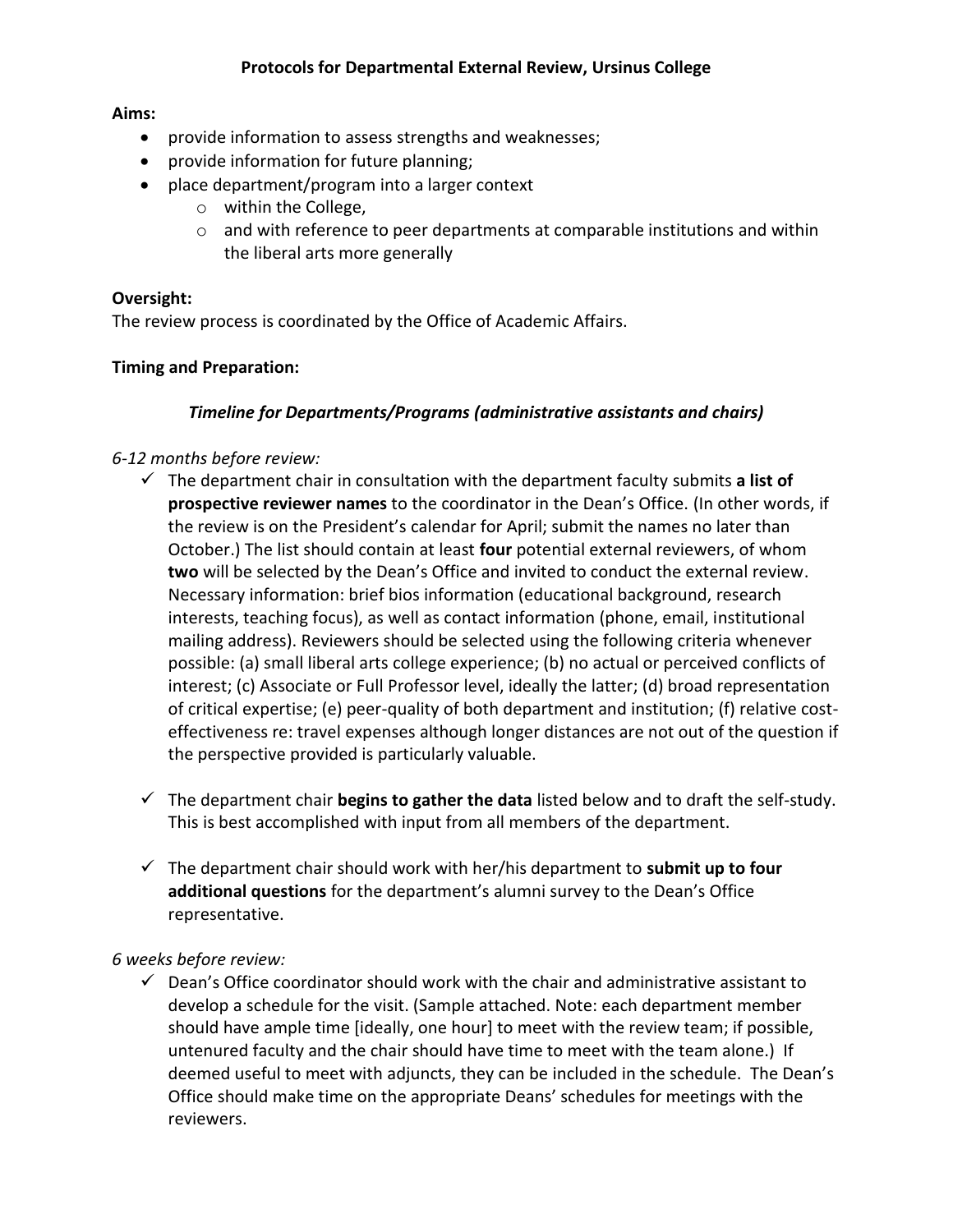# Protocols for Departmental External Review, Ursinus College

**Aims:**

- provide information to assess strengths and weaknesses;
- provide information for future planning;
- place department/program into a larger context
  - within the College,
  - and with reference to peer departments at comparable institutions and within the liberal arts more generally

**Oversight:**

The review process is coordinated by the Office of Academic Affairs.

**Timing and Preparation:**

***Timeline for Departments/Programs (administrative assistants and chairs)***

*6-12 months before review:*

- ✓ The department chair in consultation with the department faculty submits **a list of prospective reviewer names** to the coordinator in the Dean's Office. (In other words, if the review is on the President's calendar for April; submit the names no later than October.) The list should contain at least **four** potential external reviewers, of whom **two** will be selected by the Dean's Office and invited to conduct the external review. Necessary information: brief bios information (educational background, research interests, teaching focus), as well as contact information (phone, email, institutional mailing address). Reviewers should be selected using the following criteria whenever possible: (a) small liberal arts college experience; (b) no actual or perceived conflicts of interest; (c) Associate or Full Professor level, ideally the latter; (d) broad representation of critical expertise; (e) peer-quality of both department and institution; (f) relative cost-effectiveness re: travel expenses although longer distances are not out of the question if the perspective provided is particularly valuable.

- ✓ The department chair **begins to gather the data** listed below and to draft the self-study. This is best accomplished with input from all members of the department.

- ✓ The department chair should work with her/his department to **submit up to four additional questions** for the department's alumni survey to the Dean's Office representative.

*6 weeks before review:*

- ✓ Dean's Office coordinator should work with the chair and administrative assistant to develop a schedule for the visit. (Sample attached. Note: each department member should have ample time [ideally, one hour] to meet with the review team; if possible, untenured faculty and the chair should have time to meet with the team alone.) If deemed useful to meet with adjuncts, they can be included in the schedule. The Dean's Office should make time on the appropriate Deans' schedules for meetings with the reviewers.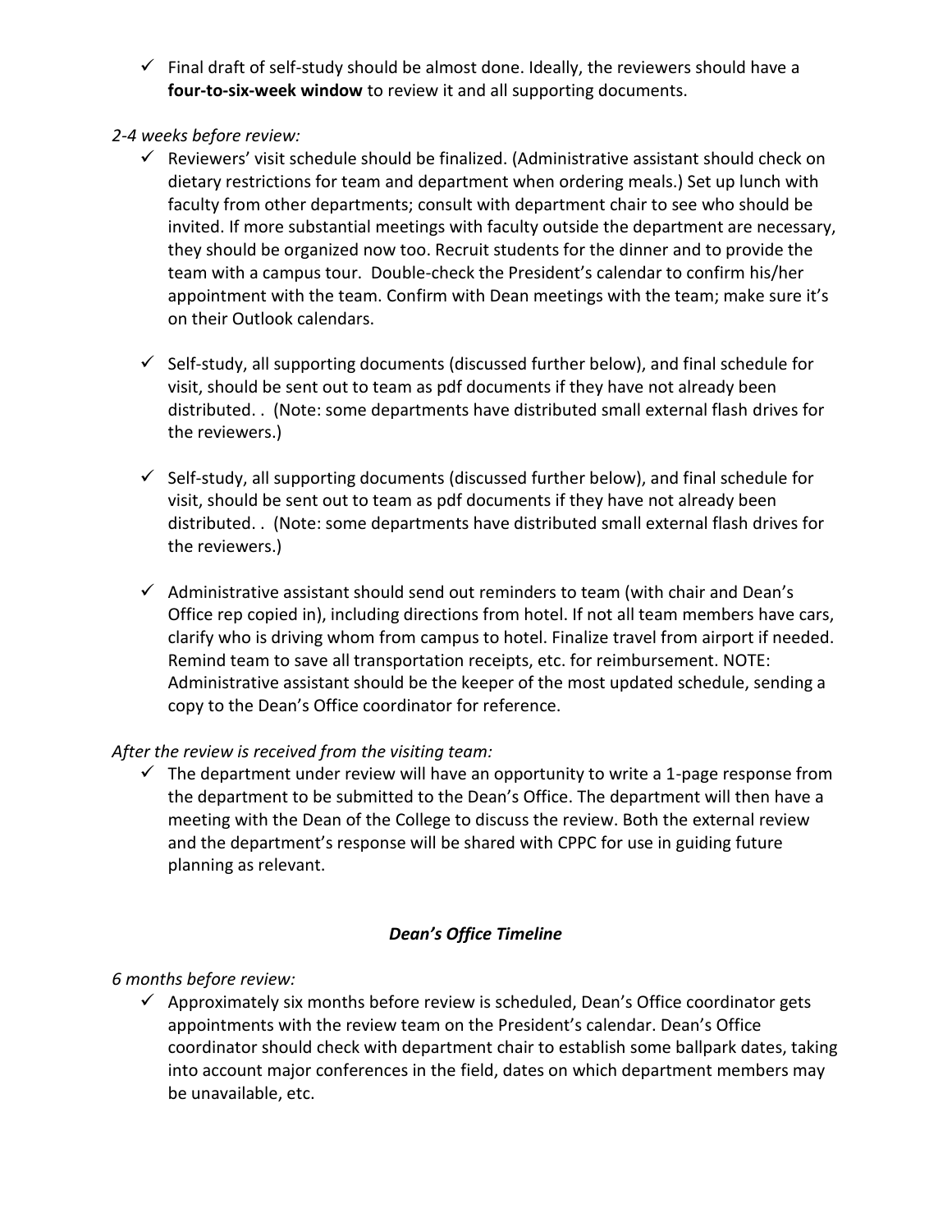- ✓ Final draft of self-study should be almost done. Ideally, the reviewers should have a **four-to-six-week window** to review it and all supporting documents.

*2-4 weeks before review:*

- ✓ Reviewers' visit schedule should be finalized. (Administrative assistant should check on dietary restrictions for team and department when ordering meals.) Set up lunch with faculty from other departments; consult with department chair to see who should be invited. If more substantial meetings with faculty outside the department are necessary, they should be organized now too. Recruit students for the dinner and to provide the team with a campus tour. Double-check the President's calendar to confirm his/her appointment with the team. Confirm with Dean meetings with the team; make sure it's on their Outlook calendars.

- ✓ Self-study, all supporting documents (discussed further below), and final schedule for visit, should be sent out to team as pdf documents if they have not already been distributed. . (Note: some departments have distributed small external flash drives for the reviewers.)

- ✓ Self-study, all supporting documents (discussed further below), and final schedule for visit, should be sent out to team as pdf documents if they have not already been distributed. . (Note: some departments have distributed small external flash drives for the reviewers.)

- ✓ Administrative assistant should send out reminders to team (with chair and Dean's Office rep copied in), including directions from hotel. If not all team members have cars, clarify who is driving whom from campus to hotel. Finalize travel from airport if needed. Remind team to save all transportation receipts, etc. for reimbursement. NOTE: Administrative assistant should be the keeper of the most updated schedule, sending a copy to the Dean's Office coordinator for reference.

*After the review is received from the visiting team:*

- ✓ The department under review will have an opportunity to write a 1-page response from the department to be submitted to the Dean's Office. The department will then have a meeting with the Dean of the College to discuss the review. Both the external review and the department's response will be shared with CPPC for use in guiding future planning as relevant.

### *Dean's Office Timeline*

*6 months before review:*

- ✓ Approximately six months before review is scheduled, Dean's Office coordinator gets appointments with the review team on the President's calendar. Dean's Office coordinator should check with department chair to establish some ballpark dates, taking into account major conferences in the field, dates on which department members may be unavailable, etc.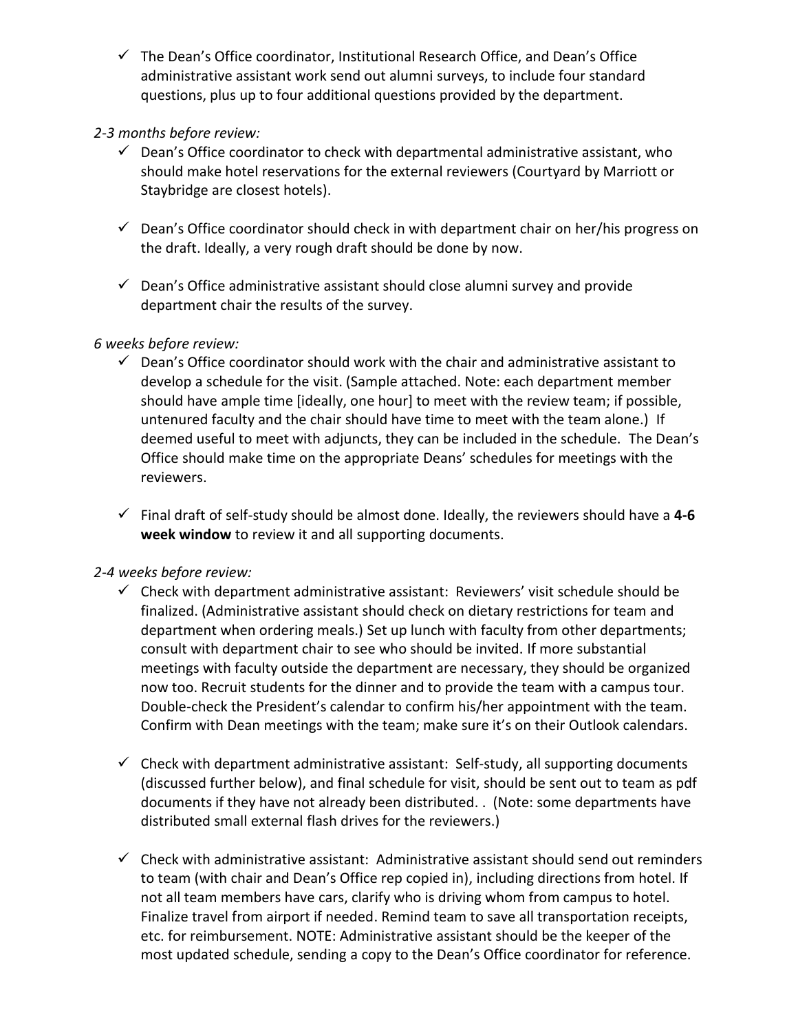- ✓ The Dean's Office coordinator, Institutional Research Office, and Dean's Office administrative assistant work send out alumni surveys, to include four standard questions, plus up to four additional questions provided by the department.

*2-3 months before review:*

- ✓ Dean's Office coordinator to check with departmental administrative assistant, who should make hotel reservations for the external reviewers (Courtyard by Marriott or Staybridge are closest hotels).
- ✓ Dean's Office coordinator should check in with department chair on her/his progress on the draft. Ideally, a very rough draft should be done by now.
- ✓ Dean's Office administrative assistant should close alumni survey and provide department chair the results of the survey.

*6 weeks before review:*

- ✓ Dean's Office coordinator should work with the chair and administrative assistant to develop a schedule for the visit. (Sample attached. Note: each department member should have ample time [ideally, one hour] to meet with the review team; if possible, untenured faculty and the chair should have time to meet with the team alone.) If deemed useful to meet with adjuncts, they can be included in the schedule. The Dean's Office should make time on the appropriate Deans' schedules for meetings with the reviewers.
- ✓ Final draft of self-study should be almost done. Ideally, the reviewers should have a **4-6 week window** to review it and all supporting documents.

*2-4 weeks before review:*

- ✓ Check with department administrative assistant: Reviewers' visit schedule should be finalized. (Administrative assistant should check on dietary restrictions for team and department when ordering meals.) Set up lunch with faculty from other departments; consult with department chair to see who should be invited. If more substantial meetings with faculty outside the department are necessary, they should be organized now too. Recruit students for the dinner and to provide the team with a campus tour. Double-check the President's calendar to confirm his/her appointment with the team. Confirm with Dean meetings with the team; make sure it's on their Outlook calendars.
- ✓ Check with department administrative assistant: Self-study, all supporting documents (discussed further below), and final schedule for visit, should be sent out to team as pdf documents if they have not already been distributed. . (Note: some departments have distributed small external flash drives for the reviewers.)
- ✓ Check with administrative assistant: Administrative assistant should send out reminders to team (with chair and Dean's Office rep copied in), including directions from hotel. If not all team members have cars, clarify who is driving whom from campus to hotel. Finalize travel from airport if needed. Remind team to save all transportation receipts, etc. for reimbursement. NOTE: Administrative assistant should be the keeper of the most updated schedule, sending a copy to the Dean's Office coordinator for reference.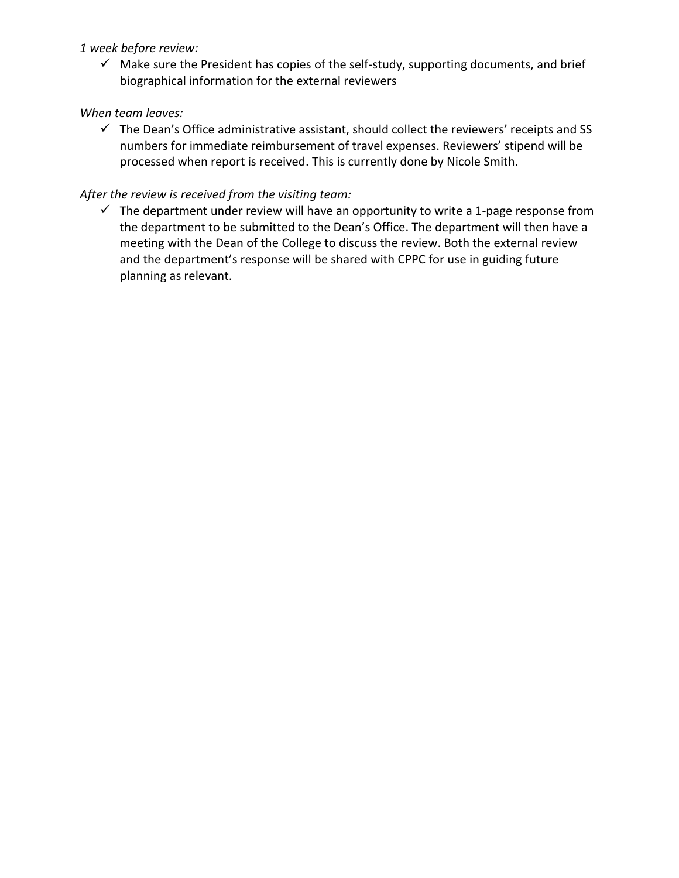*1 week before review:*

- ✓ Make sure the President has copies of the self-study, supporting documents, and brief biographical information for the external reviewers

*When team leaves:*

- ✓ The Dean's Office administrative assistant, should collect the reviewers' receipts and SS numbers for immediate reimbursement of travel expenses. Reviewers' stipend will be processed when report is received. This is currently done by Nicole Smith.

*After the review is received from the visiting team:*

- ✓ The department under review will have an opportunity to write a 1-page response from the department to be submitted to the Dean's Office. The department will then have a meeting with the Dean of the College to discuss the review. Both the external review and the department's response will be shared with CPPC for use in guiding future planning as relevant.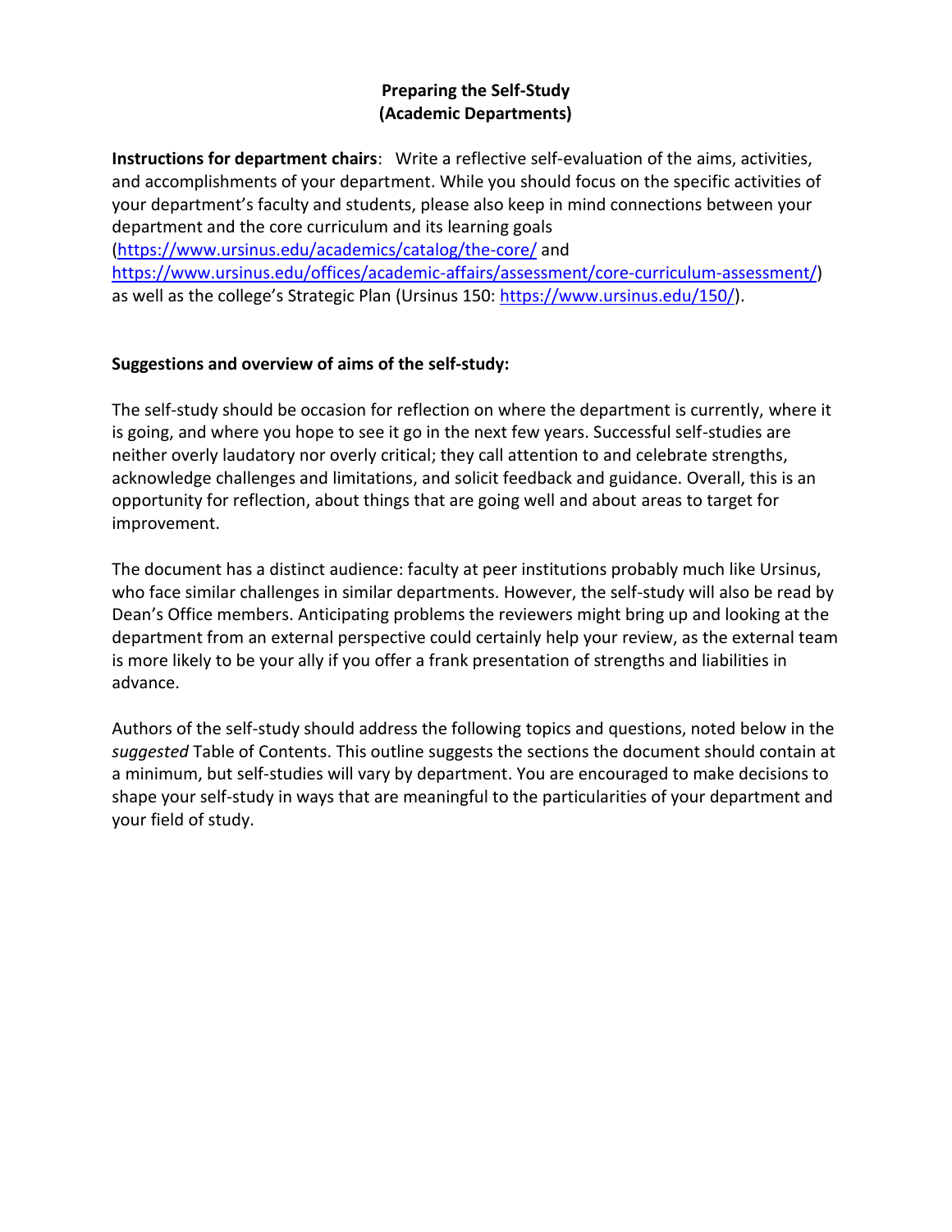# Preparing the Self-Study
## (Academic Departments)

**Instructions for department chairs**: Write a reflective self-evaluation of the aims, activities, and accomplishments of your department. While you should focus on the specific activities of your department's faculty and students, please also keep in mind connections between your department and the core curriculum and its learning goals (https://www.ursinus.edu/academics/catalog/the-core/ and https://www.ursinus.edu/offices/academic-affairs/assessment/core-curriculum-assessment/) as well as the college's Strategic Plan (Ursinus 150: https://www.ursinus.edu/150/).

**Suggestions and overview of aims of the self-study:**

The self-study should be occasion for reflection on where the department is currently, where it is going, and where you hope to see it go in the next few years. Successful self-studies are neither overly laudatory nor overly critical; they call attention to and celebrate strengths, acknowledge challenges and limitations, and solicit feedback and guidance. Overall, this is an opportunity for reflection, about things that are going well and about areas to target for improvement.

The document has a distinct audience: faculty at peer institutions probably much like Ursinus, who face similar challenges in similar departments. However, the self-study will also be read by Dean's Office members. Anticipating problems the reviewers might bring up and looking at the department from an external perspective could certainly help your review, as the external team is more likely to be your ally if you offer a frank presentation of strengths and liabilities in advance.

Authors of the self-study should address the following topics and questions, noted below in the *suggested* Table of Contents. This outline suggests the sections the document should contain at a minimum, but self-studies will vary by department. You are encouraged to make decisions to shape your self-study in ways that are meaningful to the particularities of your department and your field of study.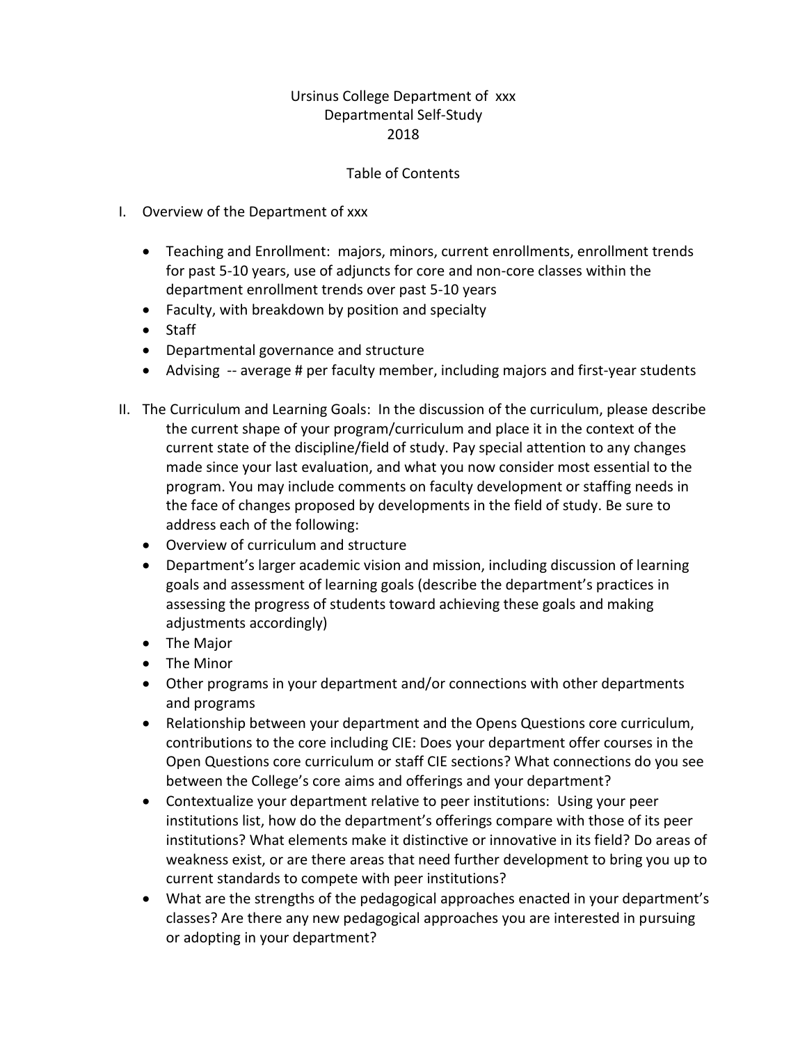Ursinus College Department of xxx
Departmental Self-Study
2018

Table of Contents

I. Overview of the Department of xxx

- Teaching and Enrollment: majors, minors, current enrollments, enrollment trends for past 5-10 years, use of adjuncts for core and non-core classes within the department enrollment trends over past 5-10 years
- Faculty, with breakdown by position and specialty
- Staff
- Departmental governance and structure
- Advising -- average # per faculty member, including majors and first-year students

II. The Curriculum and Learning Goals: In the discussion of the curriculum, please describe the current shape of your program/curriculum and place it in the context of the current state of the discipline/field of study. Pay special attention to any changes made since your last evaluation, and what you now consider most essential to the program. You may include comments on faculty development or staffing needs in the face of changes proposed by developments in the field of study. Be sure to address each of the following:

- Overview of curriculum and structure
- Department's larger academic vision and mission, including discussion of learning goals and assessment of learning goals (describe the department's practices in assessing the progress of students toward achieving these goals and making adjustments accordingly)
- The Major
- The Minor
- Other programs in your department and/or connections with other departments and programs
- Relationship between your department and the Opens Questions core curriculum, contributions to the core including CIE: Does your department offer courses in the Open Questions core curriculum or staff CIE sections? What connections do you see between the College's core aims and offerings and your department?
- Contextualize your department relative to peer institutions: Using your peer institutions list, how do the department's offerings compare with those of its peer institutions? What elements make it distinctive or innovative in its field? Do areas of weakness exist, or are there areas that need further development to bring you up to current standards to compete with peer institutions?
- What are the strengths of the pedagogical approaches enacted in your department's classes? Are there any new pedagogical approaches you are interested in pursuing or adopting in your department?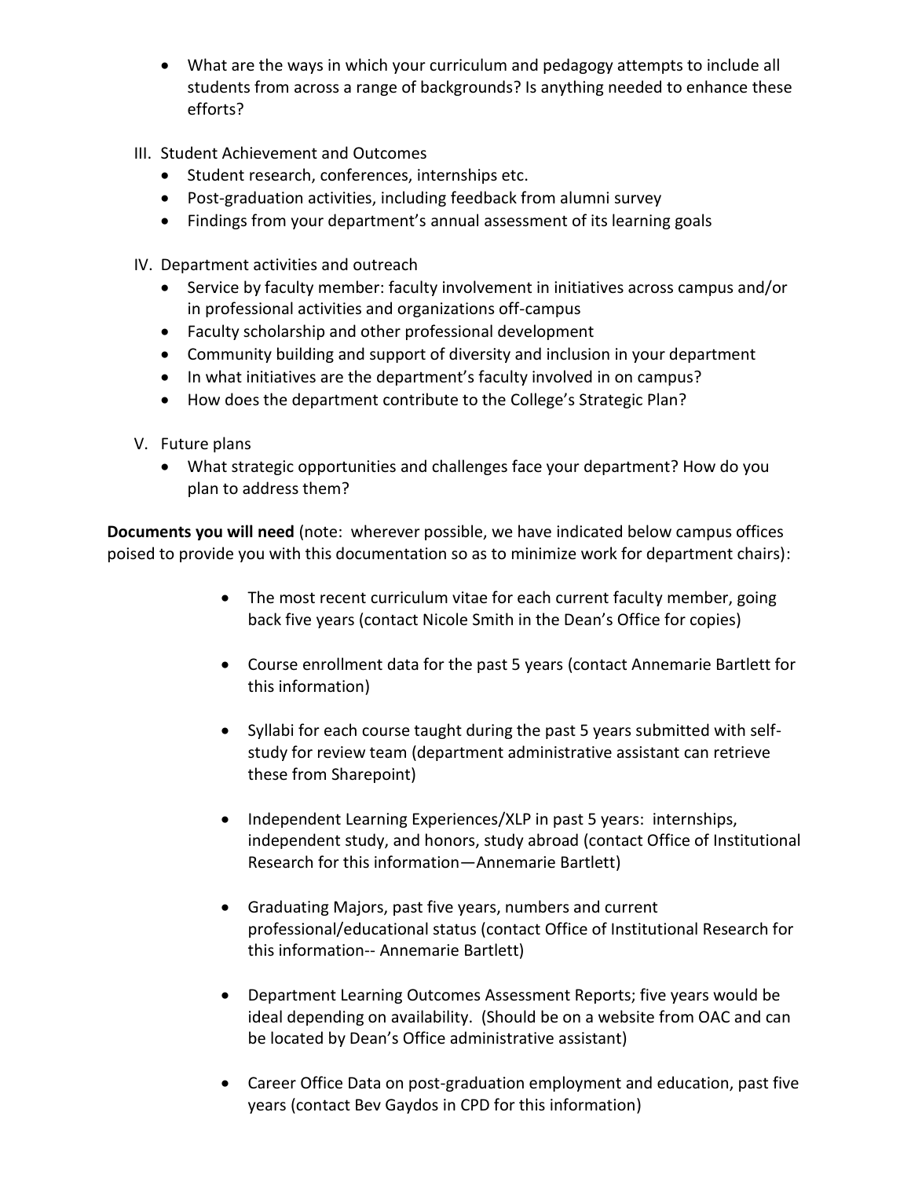- What are the ways in which your curriculum and pedagogy attempts to include all students from across a range of backgrounds? Is anything needed to enhance these efforts?

III. Student Achievement and Outcomes
   - Student research, conferences, internships etc.
   - Post-graduation activities, including feedback from alumni survey
   - Findings from your department's annual assessment of its learning goals

IV. Department activities and outreach
   - Service by faculty member: faculty involvement in initiatives across campus and/or in professional activities and organizations off-campus
   - Faculty scholarship and other professional development
   - Community building and support of diversity and inclusion in your department
   - In what initiatives are the department's faculty involved in on campus?
   - How does the department contribute to the College's Strategic Plan?

V. Future plans
   - What strategic opportunities and challenges face your department? How do you plan to address them?

**Documents you will need** (note: wherever possible, we have indicated below campus offices poised to provide you with this documentation so as to minimize work for department chairs):

- The most recent curriculum vitae for each current faculty member, going back five years (contact Nicole Smith in the Dean's Office for copies)

- Course enrollment data for the past 5 years (contact Annemarie Bartlett for this information)

- Syllabi for each course taught during the past 5 years submitted with self-study for review team (department administrative assistant can retrieve these from Sharepoint)

- Independent Learning Experiences/XLP in past 5 years: internships, independent study, and honors, study abroad (contact Office of Institutional Research for this information—Annemarie Bartlett)

- Graduating Majors, past five years, numbers and current professional/educational status (contact Office of Institutional Research for this information-- Annemarie Bartlett)

- Department Learning Outcomes Assessment Reports; five years would be ideal depending on availability. (Should be on a website from OAC and can be located by Dean's Office administrative assistant)

- Career Office Data on post-graduation employment and education, past five years (contact Bev Gaydos in CPD for this information)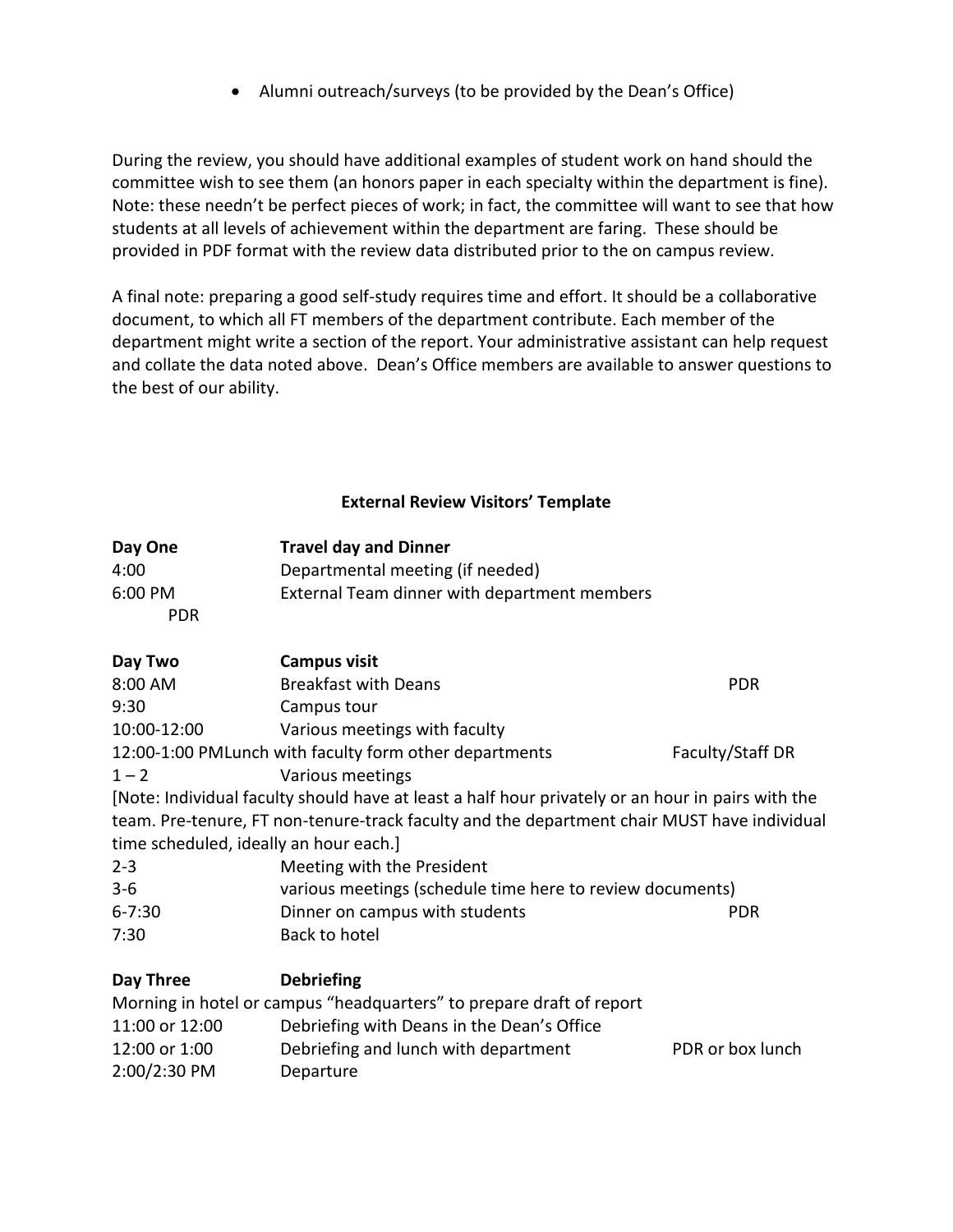- Alumni outreach/surveys (to be provided by the Dean's Office)

During the review, you should have additional examples of student work on hand should the committee wish to see them (an honors paper in each specialty within the department is fine). Note: these needn't be perfect pieces of work; in fact, the committee will want to see that how students at all levels of achievement within the department are faring. These should be provided in PDF format with the review data distributed prior to the on campus review.

A final note: preparing a good self-study requires time and effort. It should be a collaborative document, to which all FT members of the department contribute. Each member of the department might write a section of the report. Your administrative assistant can help request and collate the data noted above. Dean's Office members are available to answer questions to the best of our ability.

**External Review Visitors' Template**

| | | |
|---|---|---|
| **Day One** | **Travel day and Dinner** | |
| 4:00 | Departmental meeting (if needed) | |
| 6:00 PM PDR | External Team dinner with department members | |
| **Day Two** | **Campus visit** | |
| 8:00 AM | Breakfast with Deans | PDR |
| 9:30 | Campus tour | |
| 10:00-12:00 | Various meetings with faculty | |
| 12:00-1:00 PM | Lunch with faculty form other departments | Faculty/Staff DR |
| 1 – 2 | Various meetings | |

[Note: Individual faculty should have at least a half hour privately or an hour in pairs with the team. Pre-tenure, FT non-tenure-track faculty and the department chair MUST have individual time scheduled, ideally an hour each.]

| | | |
|---|---|---|
| 2-3 | Meeting with the President | |
| 3-6 | various meetings (schedule time here to review documents) | |
| 6-7:30 | Dinner on campus with students | PDR |
| 7:30 | Back to hotel | |
| **Day Three** | **Debriefing** | |

Morning in hotel or campus "headquarters" to prepare draft of report

| | | |
|---|---|---|
| 11:00 or 12:00 | Debriefing with Deans in the Dean's Office | |
| 12:00 or 1:00 | Debriefing and lunch with department | PDR or box lunch |
| 2:00/2:30 PM | Departure | |